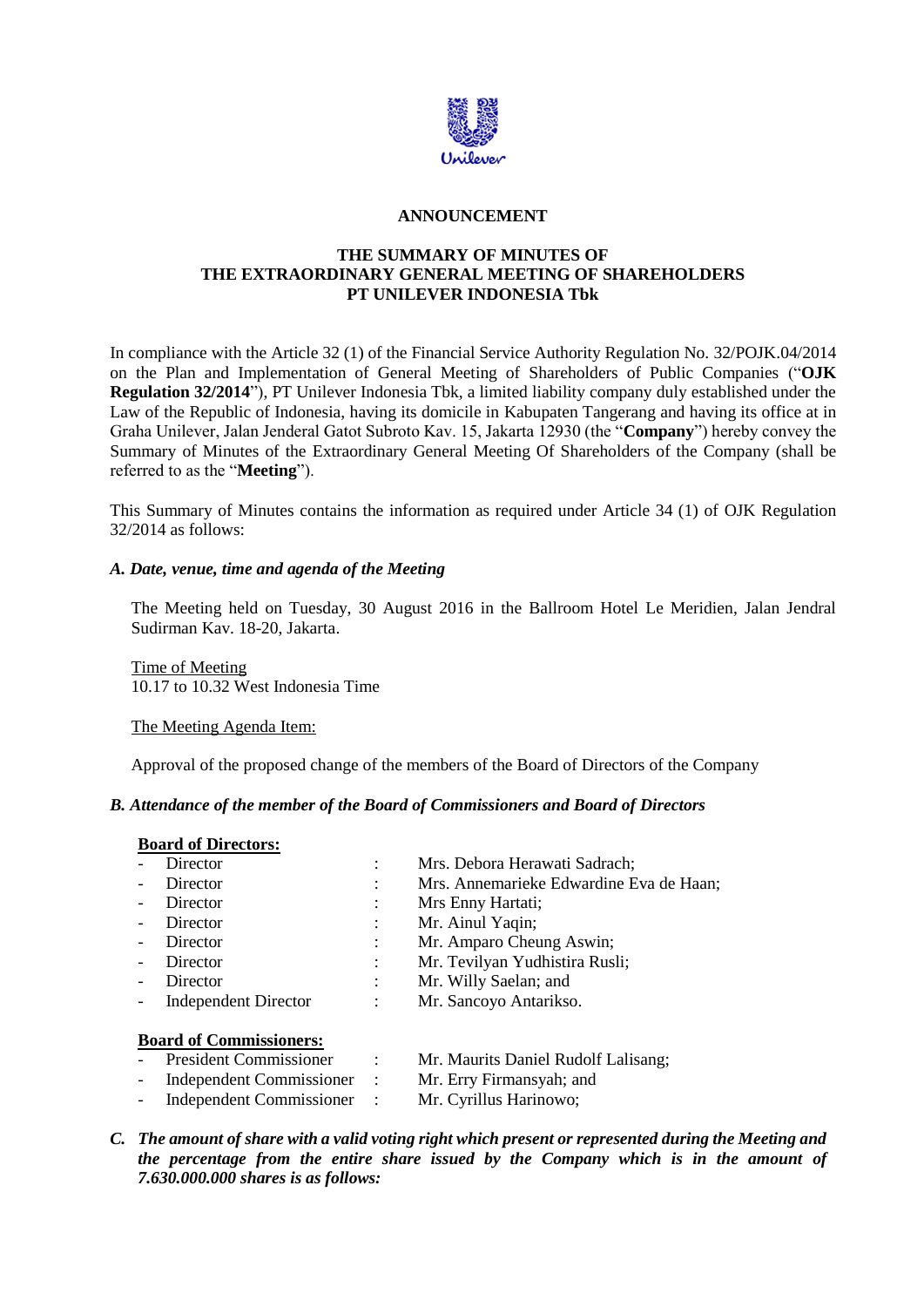**ANNOUNCEMENT**

**THE SUMMARY OF MINUTES OF THE EXTRAORDINARY GENERAL MEETING OF SHAREHOLDERS PT UNILEVER INDONESIA Tbk**

In compliance with the Article 32 (1) of the Financial Service Authority Regulation No. 32/POJK.04/2014 on the Plan and Implementation of General Meeting of Shareholders of Public Companies ("**OJK Regulation 32/2014**"), PT Unilever Indonesia Tbk, a limited liability company duly established under the Law of the Republic of Indonesia, having its domicile in Kabupaten Tangerang and having its office at in Graha Unilever, Jalan Jenderal Gatot Subroto Kav. 15, Jakarta 12930 (the "**Company**") hereby convey the Summary of Minutes of the Extraordinary General Meeting Of Shareholders of the Company (shall be referred to as the "**Meeting**").

This Summary of Minutes contains the information as required under Article 34 (1) of OJK Regulation 32/2014 as follows:

### *A. Date, venue, time and agenda of the Meeting*

The Meeting held on Tuesday, 30 August 2016 in the Ballroom Hotel Le Meridien, Jalan Jendral Sudirman Kav. 18-20, Jakarta.

Time of Meeting
10.17 to 10.32 West Indonesia Time

The Meeting Agenda Item:

Approval of the proposed change of the members of the Board of Directors of the Company

### *B. Attendance of the member of the Board of Commissioners and Board of Directors*

**Board of Directors:**

- Director : Mrs. Debora Herawati Sadrach;
- Director : Mrs. Annemarieke Edwardine Eva de Haan;
- Director : Mrs Enny Hartati;
- Director : Mr. Ainul Yaqin;
- Director : Mr. Amparo Cheung Aswin;
- Director : Mr. Tevilyan Yudhistira Rusli;
- Director : Mr. Willy Saelan; and
- Independent Director : Mr. Sancoyo Antarikso.

**Board of Commissioners:**

- President Commissioner : Mr. Maurits Daniel Rudolf Lalisang;
- Independent Commissioner : Mr. Erry Firmansyah; and
- Independent Commissioner : Mr. Cyrillus Harinowo;

### *C. The amount of share with a valid voting right which present or represented during the Meeting and the percentage from the entire share issued by the Company which is in the amount of 7.630.000.000 shares is as follows:*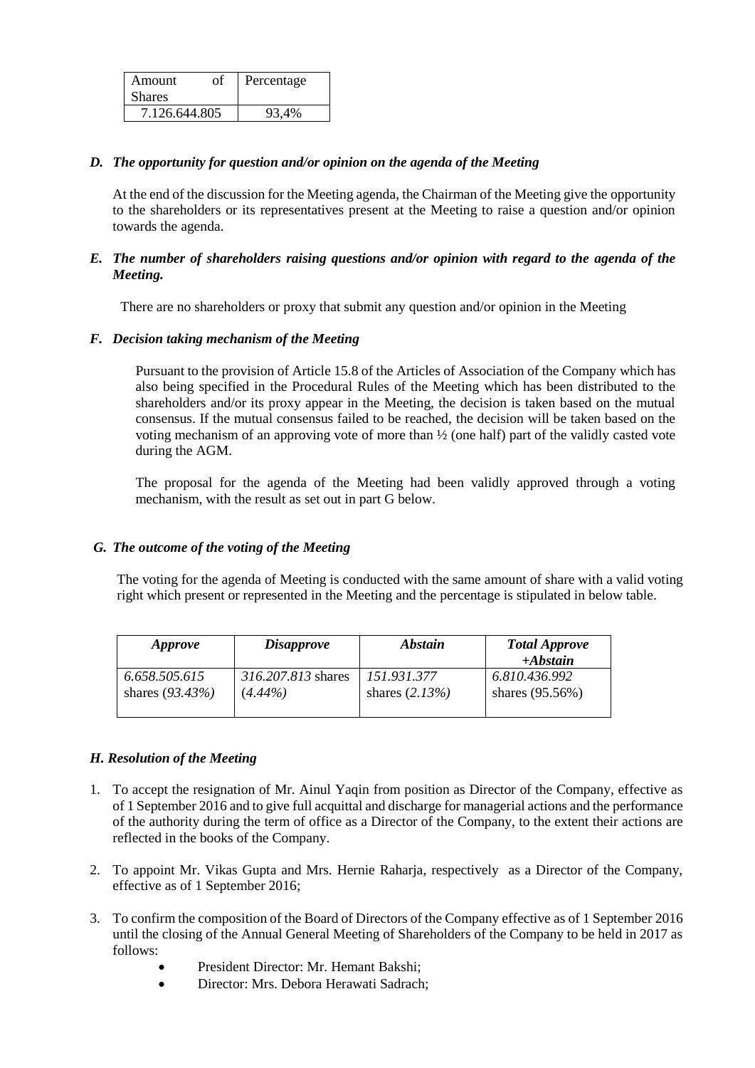| Amount of Shares | Percentage |
|---|---|
| 7.126.644.805 | 93,4% |

### *D. The opportunity for question and/or opinion on the agenda of the Meeting*

At the end of the discussion for the Meeting agenda, the Chairman of the Meeting give the opportunity to the shareholders or its representatives present at the Meeting to raise a question and/or opinion towards the agenda.

### *E. The number of shareholders raising questions and/or opinion with regard to the agenda of the Meeting.*

There are no shareholders or proxy that submit any question and/or opinion in the Meeting

### *F. Decision taking mechanism of the Meeting*

Pursuant to the provision of Article 15.8 of the Articles of Association of the Company which has also being specified in the Procedural Rules of the Meeting which has been distributed to the shareholders and/or its proxy appear in the Meeting, the decision is taken based on the mutual consensus. If the mutual consensus failed to be reached, the decision will be taken based on the voting mechanism of an approving vote of more than ½ (one half) part of the validly casted vote during the AGM.

The proposal for the agenda of the Meeting had been validly approved through a voting mechanism, with the result as set out in part G below.

### *G. The outcome of the voting of the Meeting*

The voting for the agenda of Meeting is conducted with the same amount of share with a valid voting right which present or represented in the Meeting and the percentage is stipulated in below table.

| *Approve* | *Disapprove* | *Abstain* | *Total Approve +Abstain* |
|---|---|---|---|
| *6.658.505.615* shares (*93.43%)* | *316.207.813* shares (*4.44%)* | *151.931.377* shares (*2.13%)* | *6.810.436.992* shares (95.56%) |

### *H. Resolution of the Meeting*

1. To accept the resignation of Mr. Ainul Yaqin from position as Director of the Company, effective as of 1 September 2016 and to give full acquittal and discharge for managerial actions and the performance of the authority during the term of office as a Director of the Company, to the extent their actions are reflected in the books of the Company.

2. To appoint Mr. Vikas Gupta and Mrs. Hernie Raharja, respectively as a Director of the Company, effective as of 1 September 2016;

3. To confirm the composition of the Board of Directors of the Company effective as of 1 September 2016 until the closing of the Annual General Meeting of Shareholders of the Company to be held in 2017 as follows:
    - President Director: Mr. Hemant Bakshi;
    - Director: Mrs. Debora Herawati Sadrach;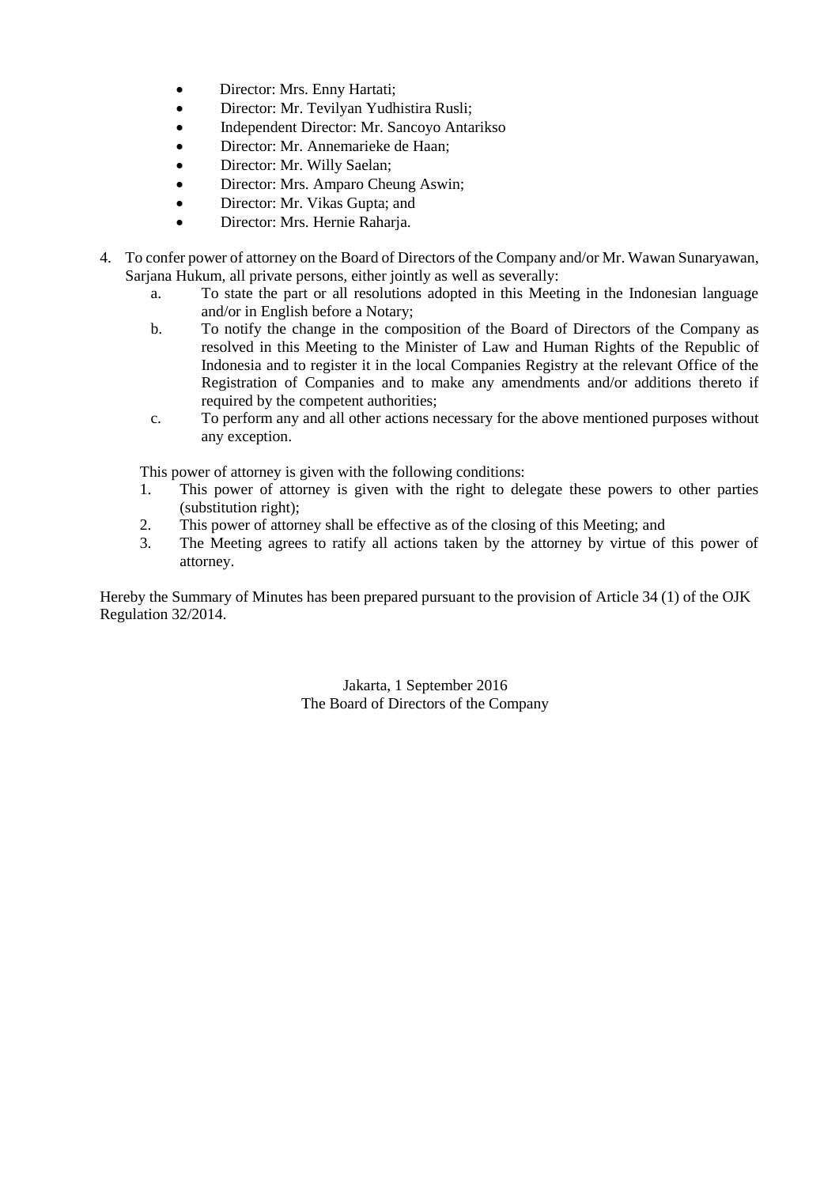- Director: Mrs. Enny Hartati;
- Director: Mr. Tevilyan Yudhistira Rusli;
- Independent Director: Mr. Sancoyo Antarikso
- Director: Mr. Annemarieke de Haan;
- Director: Mr. Willy Saelan;
- Director: Mrs. Amparo Cheung Aswin;
- Director: Mr. Vikas Gupta; and
- Director: Mrs. Hernie Raharja.

4. To confer power of attorney on the Board of Directors of the Company and/or Mr. Wawan Sunaryawan, Sarjana Hukum, all private persons, either jointly as well as severally:
   a. To state the part or all resolutions adopted in this Meeting in the Indonesian language and/or in English before a Notary;
   b. To notify the change in the composition of the Board of Directors of the Company as resolved in this Meeting to the Minister of Law and Human Rights of the Republic of Indonesia and to register it in the local Companies Registry at the relevant Office of the Registration of Companies and to make any amendments and/or additions thereto if required by the competent authorities;
   c. To perform any and all other actions necessary for the above mentioned purposes without any exception.

   This power of attorney is given with the following conditions:
   1. This power of attorney is given with the right to delegate these powers to other parties (substitution right);
   2. This power of attorney shall be effective as of the closing of this Meeting; and
   3. The Meeting agrees to ratify all actions taken by the attorney by virtue of this power of attorney.

Hereby the Summary of Minutes has been prepared pursuant to the provision of Article 34 (1) of the OJK Regulation 32/2014.

Jakarta, 1 September 2016
The Board of Directors of the Company